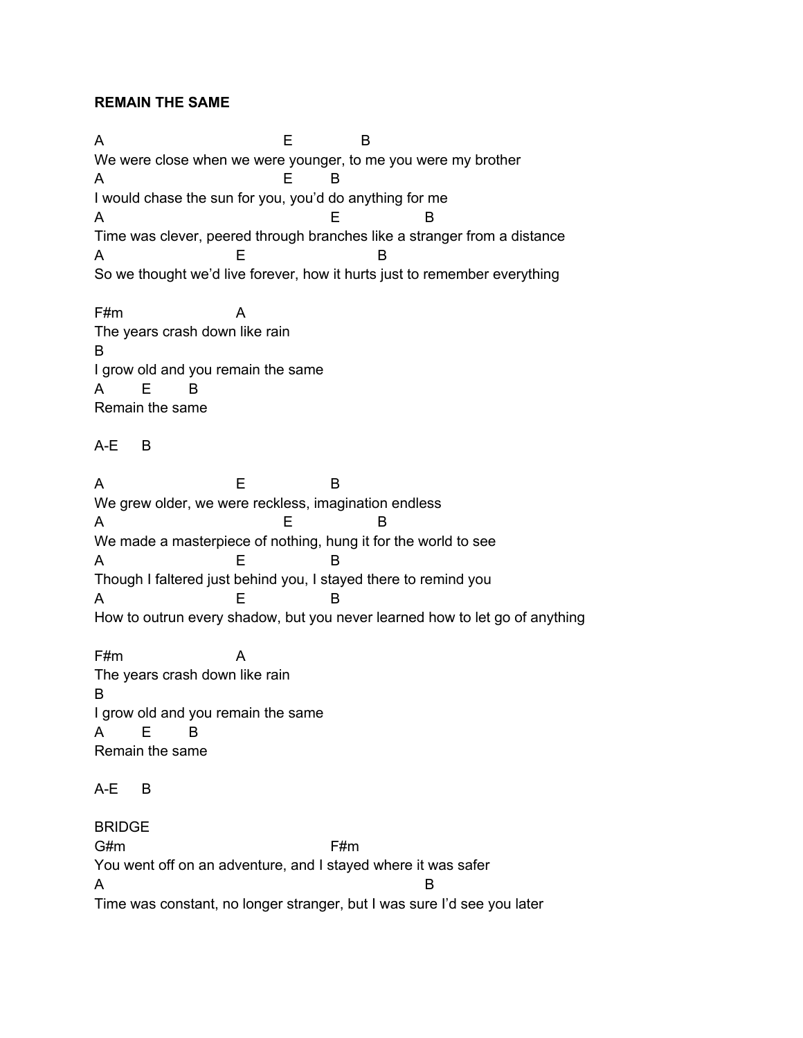**REMAIN THE SAME**

```
A                                    E              B
We were close when we were younger, to me you were my brother
A                                    E       B
I would chase the sun for you, you'd do anything for me
A                                          E              B
Time was clever, peered through branches like a stranger from a distance
A                          E                       B
So we thought we'd live forever, how it hurts just to remember everything

F#m                      A
The years crash down like rain
B
I grow old and you remain the same
A       E       B
Remain the same

A-E     B

A                          E                 B
We grew older, we were reckless, imagination endless
A                                    E              B
We made a masterpiece of nothing, hung it for the world to see
A                          E                 B
Though I faltered just behind you, I stayed there to remind you
A                          E                 B
How to outrun every shadow, but you never learned how to let go of anything

F#m                      A
The years crash down like rain
B
I grow old and you remain the same
A       E       B
Remain the same

A-E     B
```

BRIDGE

```
G#m                                        F#m
You went off on an adventure, and I stayed where it was safer
A                                                          B
Time was constant, no longer stranger, but I was sure I'd see you later
```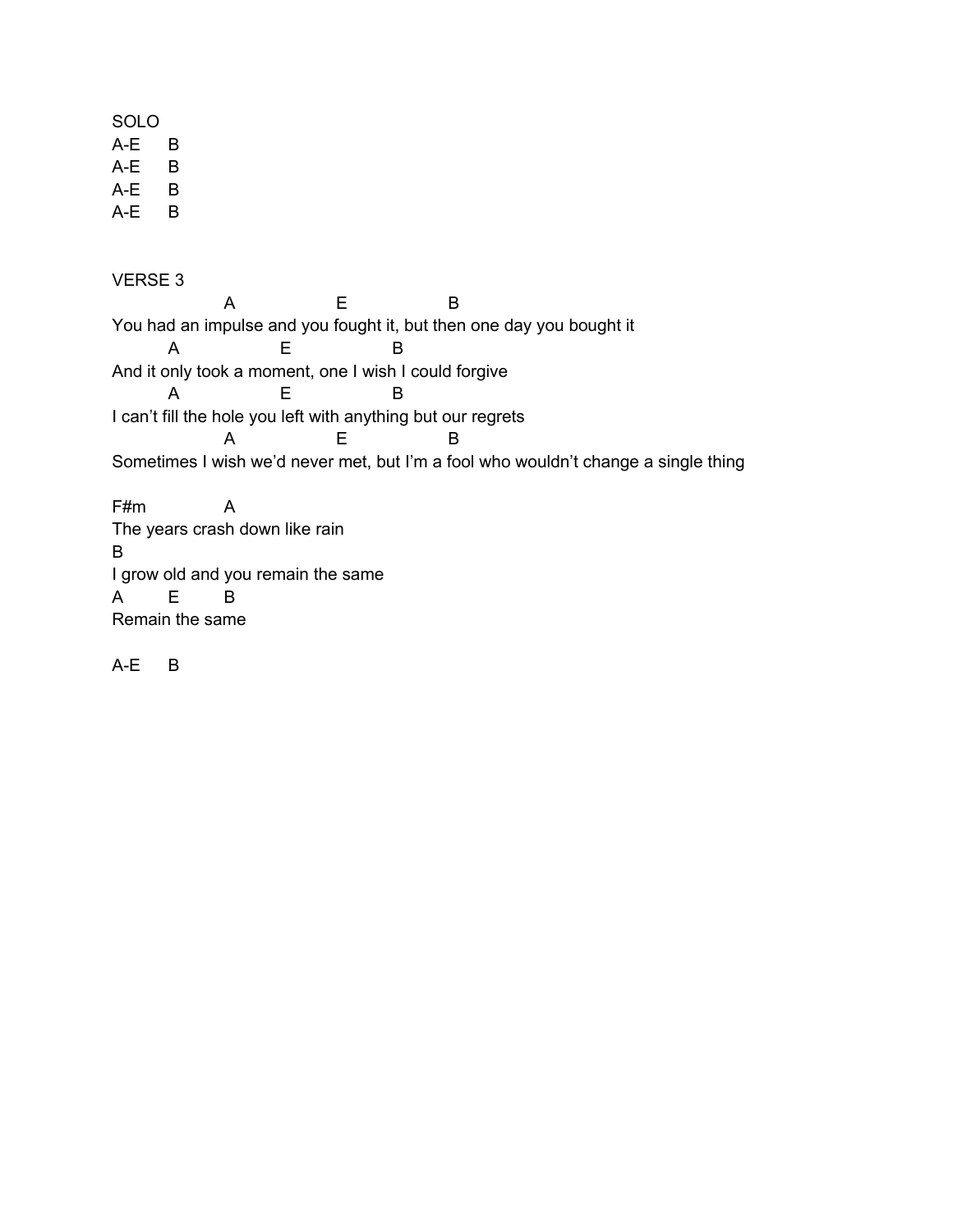SOLO

```
A-E    B
A-E    B
A-E    B
A-E    B
```

VERSE 3

```
                  A                E                B
You had an impulse and you fought it, but then one day you bought it
         A                E                B
And it only took a moment, one I wish I could forgive
         A                E                B
I can't fill the hole you left with anything but our regrets
                  A                E                B
Sometimes I wish we'd never met, but I'm a fool who wouldn't change a single thing

F#m            A
The years crash down like rain
B
I grow old and you remain the same
A       E       B
Remain the same

A-E    B
```